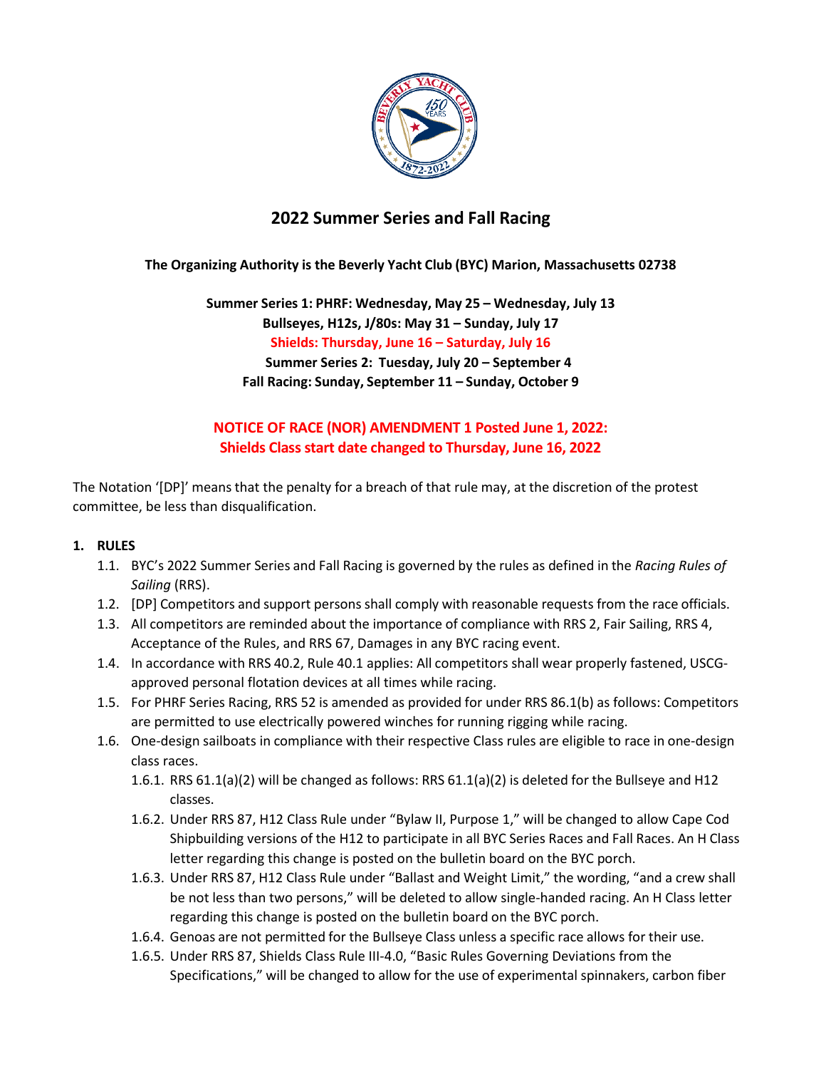# 2022 Summer Series and Fall Racing

**The Organizing Authority is the Beverly Yacht Club (BYC) Marion, Massachusetts 02738**

**Summer Series 1: PHRF: Wednesday, May 25 – Wednesday, July 13**
**Bullseyes, H12s, J/80s: May 31 – Sunday, July 17**
**Shields: Thursday, June 16 – Saturday, July 16**
**Summer Series 2: Tuesday, July 20 – September 4**
**Fall Racing: Sunday, September 11 – Sunday, October 9**

**NOTICE OF RACE (NOR) AMENDMENT 1 Posted June 1, 2022:**
**Shields Class start date changed to Thursday, June 16, 2022**

The Notation '[DP]' means that the penalty for a breach of that rule may, at the discretion of the protest committee, be less than disqualification.

## 1. RULES

1.1. BYC's 2022 Summer Series and Fall Racing is governed by the rules as defined in the *Racing Rules of Sailing* (RRS).

1.2. [DP] Competitors and support persons shall comply with reasonable requests from the race officials.

1.3. All competitors are reminded about the importance of compliance with RRS 2, Fair Sailing, RRS 4, Acceptance of the Rules, and RRS 67, Damages in any BYC racing event.

1.4. In accordance with RRS 40.2, Rule 40.1 applies: All competitors shall wear properly fastened, USCG-approved personal flotation devices at all times while racing.

1.5. For PHRF Series Racing, RRS 52 is amended as provided for under RRS 86.1(b) as follows: Competitors are permitted to use electrically powered winches for running rigging while racing.

1.6. One-design sailboats in compliance with their respective Class rules are eligible to race in one-design class races.

1.6.1. RRS 61.1(a)(2) will be changed as follows: RRS 61.1(a)(2) is deleted for the Bullseye and H12 classes.

1.6.2. Under RRS 87, H12 Class Rule under "Bylaw II, Purpose 1," will be changed to allow Cape Cod Shipbuilding versions of the H12 to participate in all BYC Series Races and Fall Races. An H Class letter regarding this change is posted on the bulletin board on the BYC porch.

1.6.3. Under RRS 87, H12 Class Rule under "Ballast and Weight Limit," the wording, "and a crew shall be not less than two persons," will be deleted to allow single-handed racing. An H Class letter regarding this change is posted on the bulletin board on the BYC porch.

1.6.4. Genoas are not permitted for the Bullseye Class unless a specific race allows for their use.

1.6.5. Under RRS 87, Shields Class Rule III-4.0, "Basic Rules Governing Deviations from the Specifications," will be changed to allow for the use of experimental spinnakers, carbon fiber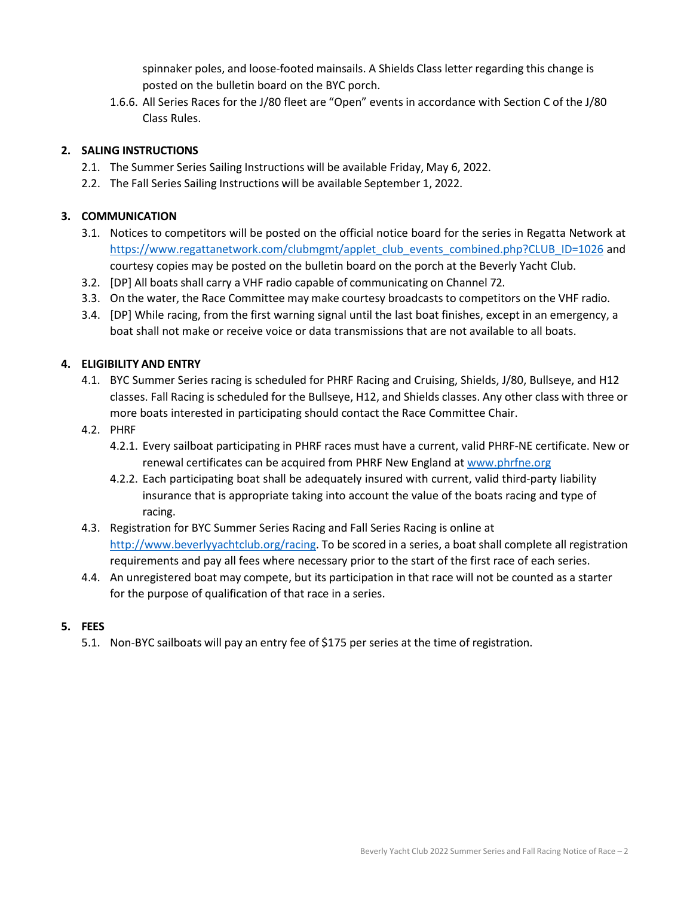spinnaker poles, and loose-footed mainsails. A Shields Class letter regarding this change is posted on the bulletin board on the BYC porch.

1.6.6. All Series Races for the J/80 fleet are "Open" events in accordance with Section C of the J/80 Class Rules.

## 2. SALING INSTRUCTIONS

2.1. The Summer Series Sailing Instructions will be available Friday, May 6, 2022.

2.2. The Fall Series Sailing Instructions will be available September 1, 2022.

## 3. COMMUNICATION

3.1. Notices to competitors will be posted on the official notice board for the series in Regatta Network at https://www.regattanetwork.com/clubmgmt/applet_club_events_combined.php?CLUB_ID=1026 and courtesy copies may be posted on the bulletin board on the porch at the Beverly Yacht Club.

3.2. [DP] All boats shall carry a VHF radio capable of communicating on Channel 72.

3.3. On the water, the Race Committee may make courtesy broadcasts to competitors on the VHF radio.

3.4. [DP] While racing, from the first warning signal until the last boat finishes, except in an emergency, a boat shall not make or receive voice or data transmissions that are not available to all boats.

## 4. ELIGIBILITY AND ENTRY

4.1. BYC Summer Series racing is scheduled for PHRF Racing and Cruising, Shields, J/80, Bullseye, and H12 classes. Fall Racing is scheduled for the Bullseye, H12, and Shields classes. Any other class with three or more boats interested in participating should contact the Race Committee Chair.

4.2. PHRF

4.2.1. Every sailboat participating in PHRF races must have a current, valid PHRF-NE certificate. New or renewal certificates can be acquired from PHRF New England at www.phrfne.org

4.2.2. Each participating boat shall be adequately insured with current, valid third-party liability insurance that is appropriate taking into account the value of the boats racing and type of racing.

4.3. Registration for BYC Summer Series Racing and Fall Series Racing is online at http://www.beverlyyachtclub.org/racing. To be scored in a series, a boat shall complete all registration requirements and pay all fees where necessary prior to the start of the first race of each series.

4.4. An unregistered boat may compete, but its participation in that race will not be counted as a starter for the purpose of qualification of that race in a series.

## 5. FEES

5.1. Non-BYC sailboats will pay an entry fee of $175 per series at the time of registration.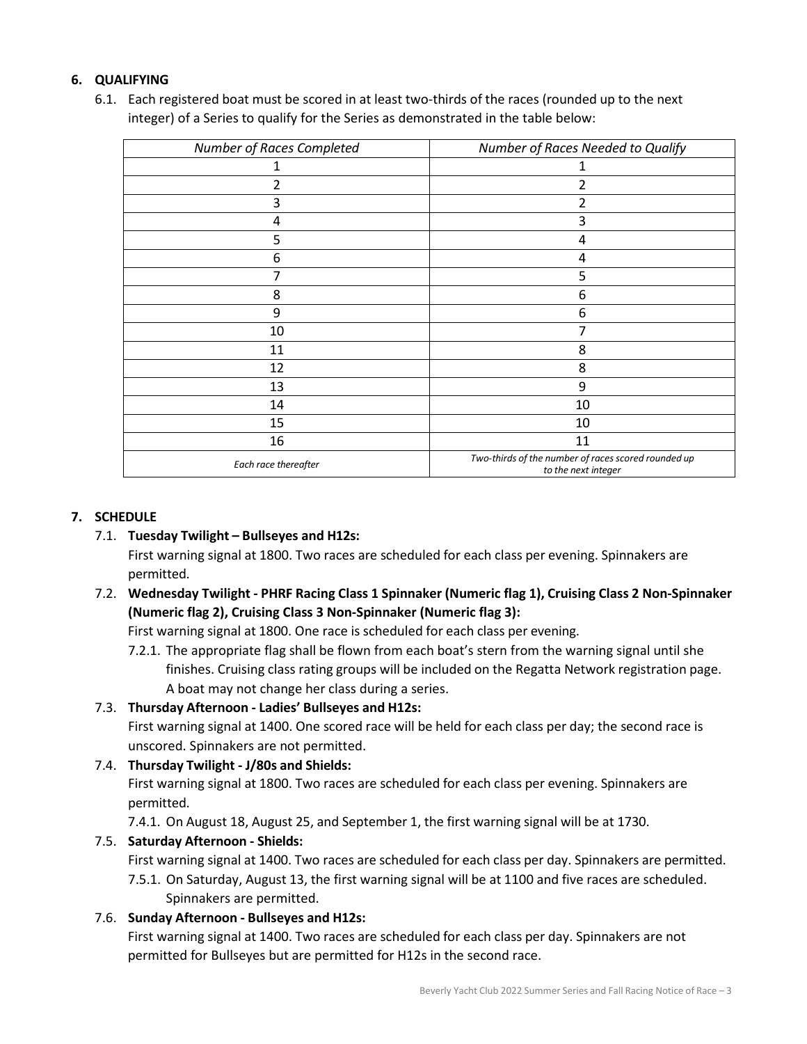## 6. QUALIFYING

6.1. Each registered boat must be scored in at least two-thirds of the races (rounded up to the next integer) of a Series to qualify for the Series as demonstrated in the table below:

| *Number of Races Completed* | *Number of Races Needed to Qualify* |
|---|---|
| 1 | 1 |
| 2 | 2 |
| 3 | 2 |
| 4 | 3 |
| 5 | 4 |
| 6 | 4 |
| 7 | 5 |
| 8 | 6 |
| 9 | 6 |
| 10 | 7 |
| 11 | 8 |
| 12 | 8 |
| 13 | 9 |
| 14 | 10 |
| 15 | 10 |
| 16 | 11 |
| *Each race thereafter* | *Two-thirds of the number of races scored rounded up to the next integer* |

## 7. SCHEDULE

7.1. **Tuesday Twilight – Bullseyes and H12s:**
First warning signal at 1800. Two races are scheduled for each class per evening. Spinnakers are permitted.

7.2. **Wednesday Twilight - PHRF Racing Class 1 Spinnaker (Numeric flag 1), Cruising Class 2 Non-Spinnaker (Numeric flag 2), Cruising Class 3 Non-Spinnaker (Numeric flag 3):**
First warning signal at 1800. One race is scheduled for each class per evening.

7.2.1. The appropriate flag shall be flown from each boat's stern from the warning signal until she finishes. Cruising class rating groups will be included on the Regatta Network registration page. A boat may not change her class during a series.

7.3. **Thursday Afternoon - Ladies' Bullseyes and H12s:**
First warning signal at 1400. One scored race will be held for each class per day; the second race is unscored. Spinnakers are not permitted.

7.4. **Thursday Twilight - J/80s and Shields:**
First warning signal at 1800. Two races are scheduled for each class per evening. Spinnakers are permitted.

7.4.1. On August 18, August 25, and September 1, the first warning signal will be at 1730.

7.5. **Saturday Afternoon - Shields:**
First warning signal at 1400. Two races are scheduled for each class per day. Spinnakers are permitted.

7.5.1. On Saturday, August 13, the first warning signal will be at 1100 and five races are scheduled. Spinnakers are permitted.

7.6. **Sunday Afternoon - Bullseyes and H12s:**
First warning signal at 1400. Two races are scheduled for each class per day. Spinnakers are not permitted for Bullseyes but are permitted for H12s in the second race.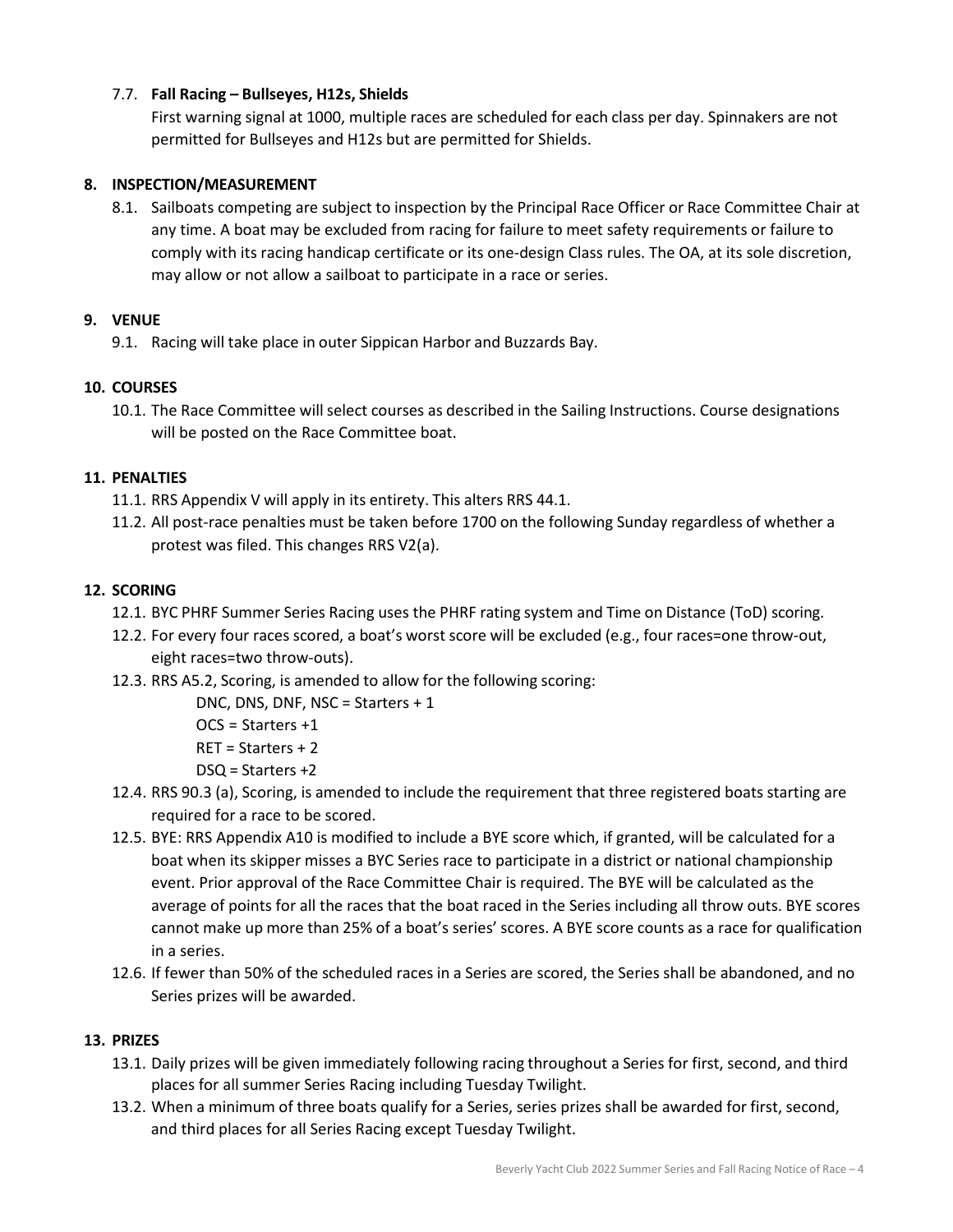7.7. **Fall Racing – Bullseyes, H12s, Shields**
First warning signal at 1000, multiple races are scheduled for each class per day. Spinnakers are not permitted for Bullseyes and H12s but are permitted for Shields.

## 8. INSPECTION/MEASUREMENT

8.1. Sailboats competing are subject to inspection by the Principal Race Officer or Race Committee Chair at any time. A boat may be excluded from racing for failure to meet safety requirements or failure to comply with its racing handicap certificate or its one-design Class rules. The OA, at its sole discretion, may allow or not allow a sailboat to participate in a race or series.

## 9. VENUE

9.1. Racing will take place in outer Sippican Harbor and Buzzards Bay.

## 10. COURSES

10.1. The Race Committee will select courses as described in the Sailing Instructions. Course designations will be posted on the Race Committee boat.

## 11. PENALTIES

11.1. RRS Appendix V will apply in its entirety. This alters RRS 44.1.

11.2. All post-race penalties must be taken before 1700 on the following Sunday regardless of whether a protest was filed. This changes RRS V2(a).

## 12. SCORING

12.1. BYC PHRF Summer Series Racing uses the PHRF rating system and Time on Distance (ToD) scoring.

12.2. For every four races scored, a boat's worst score will be excluded (e.g., four races=one throw-out, eight races=two throw-outs).

12.3. RRS A5.2, Scoring, is amended to allow for the following scoring:

- DNC, DNS, DNF, NSC = Starters + 1
- OCS = Starters +1
- RET = Starters + 2
- DSQ = Starters +2

12.4. RRS 90.3 (a), Scoring, is amended to include the requirement that three registered boats starting are required for a race to be scored.

12.5. BYE: RRS Appendix A10 is modified to include a BYE score which, if granted, will be calculated for a boat when its skipper misses a BYC Series race to participate in a district or national championship event. Prior approval of the Race Committee Chair is required. The BYE will be calculated as the average of points for all the races that the boat raced in the Series including all throw outs. BYE scores cannot make up more than 25% of a boat's series' scores. A BYE score counts as a race for qualification in a series.

12.6. If fewer than 50% of the scheduled races in a Series are scored, the Series shall be abandoned, and no Series prizes will be awarded.

## 13. PRIZES

13.1. Daily prizes will be given immediately following racing throughout a Series for first, second, and third places for all summer Series Racing including Tuesday Twilight.

13.2. When a minimum of three boats qualify for a Series, series prizes shall be awarded for first, second, and third places for all Series Racing except Tuesday Twilight.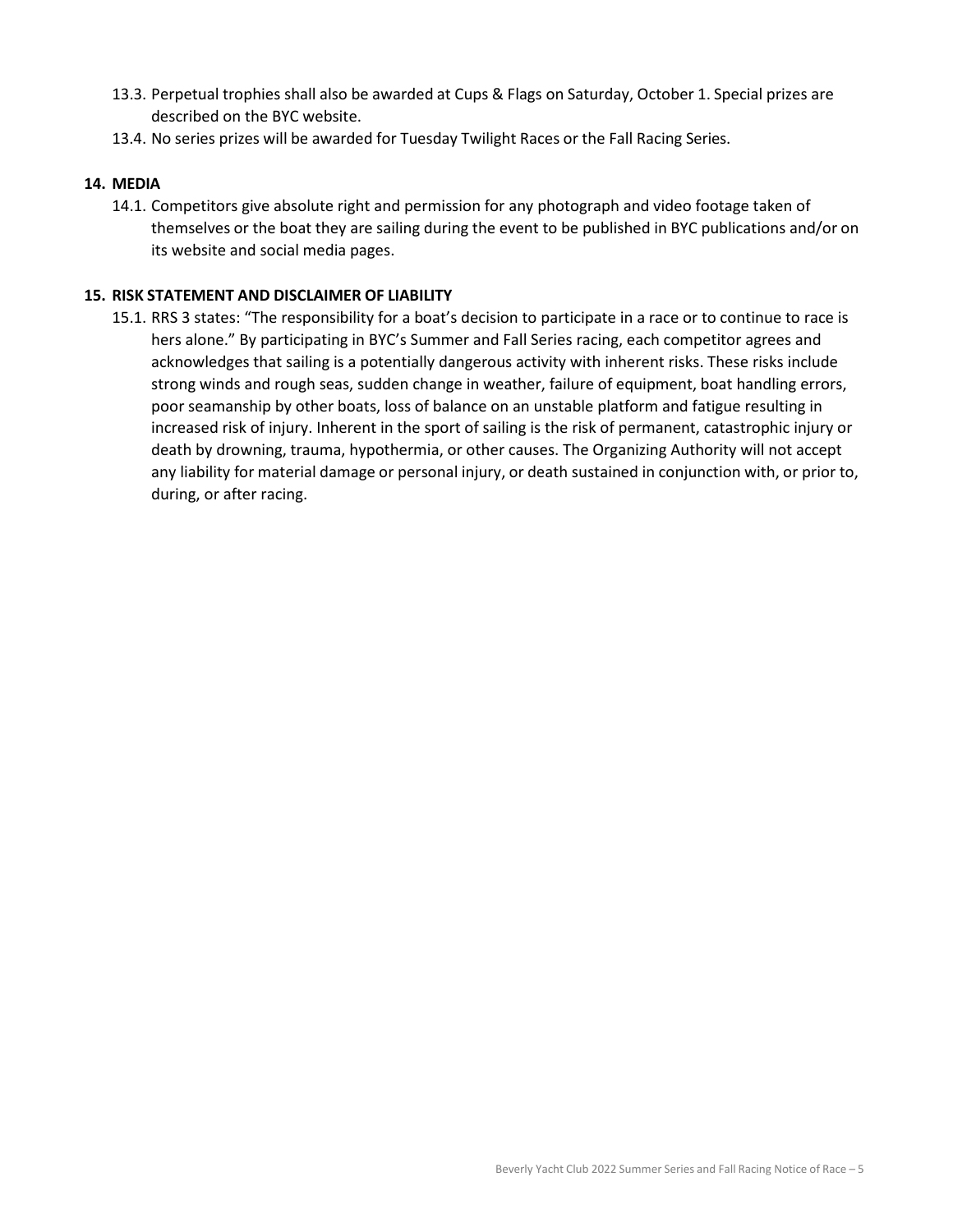13.3. Perpetual trophies shall also be awarded at Cups & Flags on Saturday, October 1. Special prizes are described on the BYC website.

13.4. No series prizes will be awarded for Tuesday Twilight Races or the Fall Racing Series.

## 14. MEDIA

14.1. Competitors give absolute right and permission for any photograph and video footage taken of themselves or the boat they are sailing during the event to be published in BYC publications and/or on its website and social media pages.

## 15. RISK STATEMENT AND DISCLAIMER OF LIABILITY

15.1. RRS 3 states: "The responsibility for a boat's decision to participate in a race or to continue to race is hers alone." By participating in BYC's Summer and Fall Series racing, each competitor agrees and acknowledges that sailing is a potentially dangerous activity with inherent risks. These risks include strong winds and rough seas, sudden change in weather, failure of equipment, boat handling errors, poor seamanship by other boats, loss of balance on an unstable platform and fatigue resulting in increased risk of injury. Inherent in the sport of sailing is the risk of permanent, catastrophic injury or death by drowning, trauma, hypothermia, or other causes. The Organizing Authority will not accept any liability for material damage or personal injury, or death sustained in conjunction with, or prior to, during, or after racing.